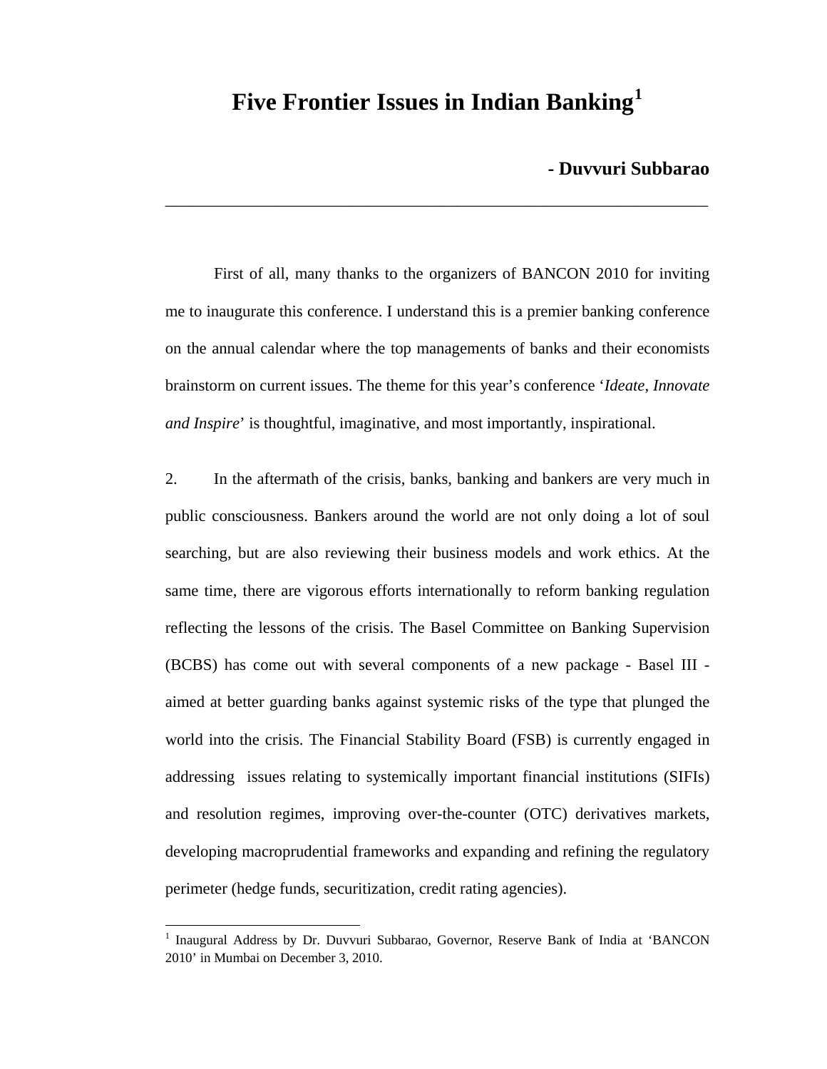# Five Frontier Issues in Indian Banking[1]

**- Duvvuri Subbarao**

---

First of all, many thanks to the organizers of BANCON 2010 for inviting me to inaugurate this conference. I understand this is a premier banking conference on the annual calendar where the top managements of banks and their economists brainstorm on current issues. The theme for this year's conference '*Ideate, Innovate and Inspire*' is thoughtful, imaginative, and most importantly, inspirational.

2. In the aftermath of the crisis, banks, banking and bankers are very much in public consciousness. Bankers around the world are not only doing a lot of soul searching, but are also reviewing their business models and work ethics. At the same time, there are vigorous efforts internationally to reform banking regulation reflecting the lessons of the crisis. The Basel Committee on Banking Supervision (BCBS) has come out with several components of a new package - Basel III - aimed at better guarding banks against systemic risks of the type that plunged the world into the crisis. The Financial Stability Board (FSB) is currently engaged in addressing issues relating to systemically important financial institutions (SIFIs) and resolution regimes, improving over-the-counter (OTC) derivatives markets, developing macroprudential frameworks and expanding and refining the regulatory perimeter (hedge funds, securitization, credit rating agencies).

---

[1] Inaugural Address by Dr. Duvvuri Subbarao, Governor, Reserve Bank of India at 'BANCON 2010' in Mumbai on December 3, 2010.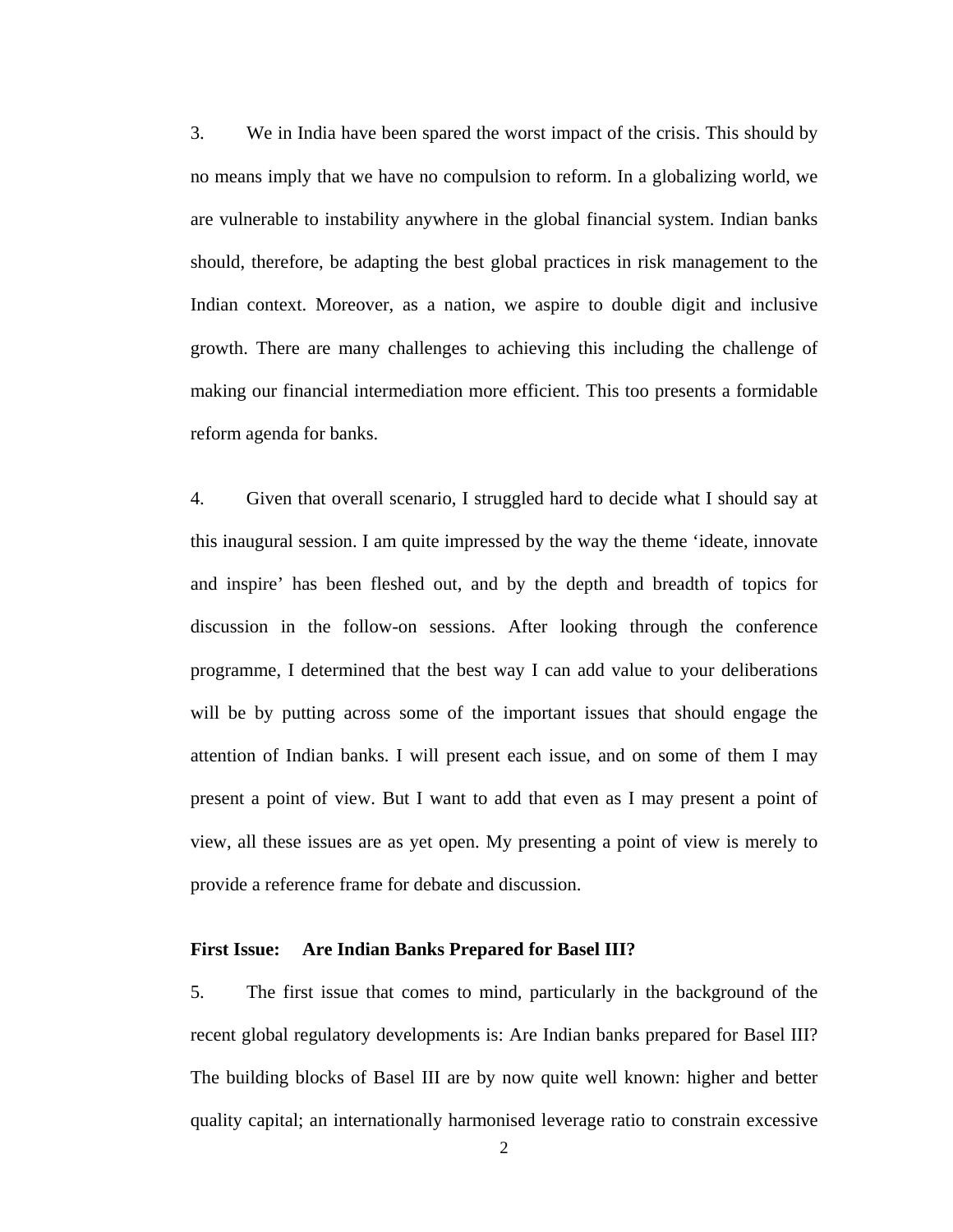3. We in India have been spared the worst impact of the crisis. This should by no means imply that we have no compulsion to reform. In a globalizing world, we are vulnerable to instability anywhere in the global financial system. Indian banks should, therefore, be adapting the best global practices in risk management to the Indian context. Moreover, as a nation, we aspire to double digit and inclusive growth. There are many challenges to achieving this including the challenge of making our financial intermediation more efficient. This too presents a formidable reform agenda for banks.

4. Given that overall scenario, I struggled hard to decide what I should say at this inaugural session. I am quite impressed by the way the theme 'ideate, innovate and inspire' has been fleshed out, and by the depth and breadth of topics for discussion in the follow-on sessions. After looking through the conference programme, I determined that the best way I can add value to your deliberations will be by putting across some of the important issues that should engage the attention of Indian banks. I will present each issue, and on some of them I may present a point of view. But I want to add that even as I may present a point of view, all these issues are as yet open. My presenting a point of view is merely to provide a reference frame for debate and discussion.

**First Issue: Are Indian Banks Prepared for Basel III?**

5. The first issue that comes to mind, particularly in the background of the recent global regulatory developments is: Are Indian banks prepared for Basel III? The building blocks of Basel III are by now quite well known: higher and better quality capital; an internationally harmonised leverage ratio to constrain excessive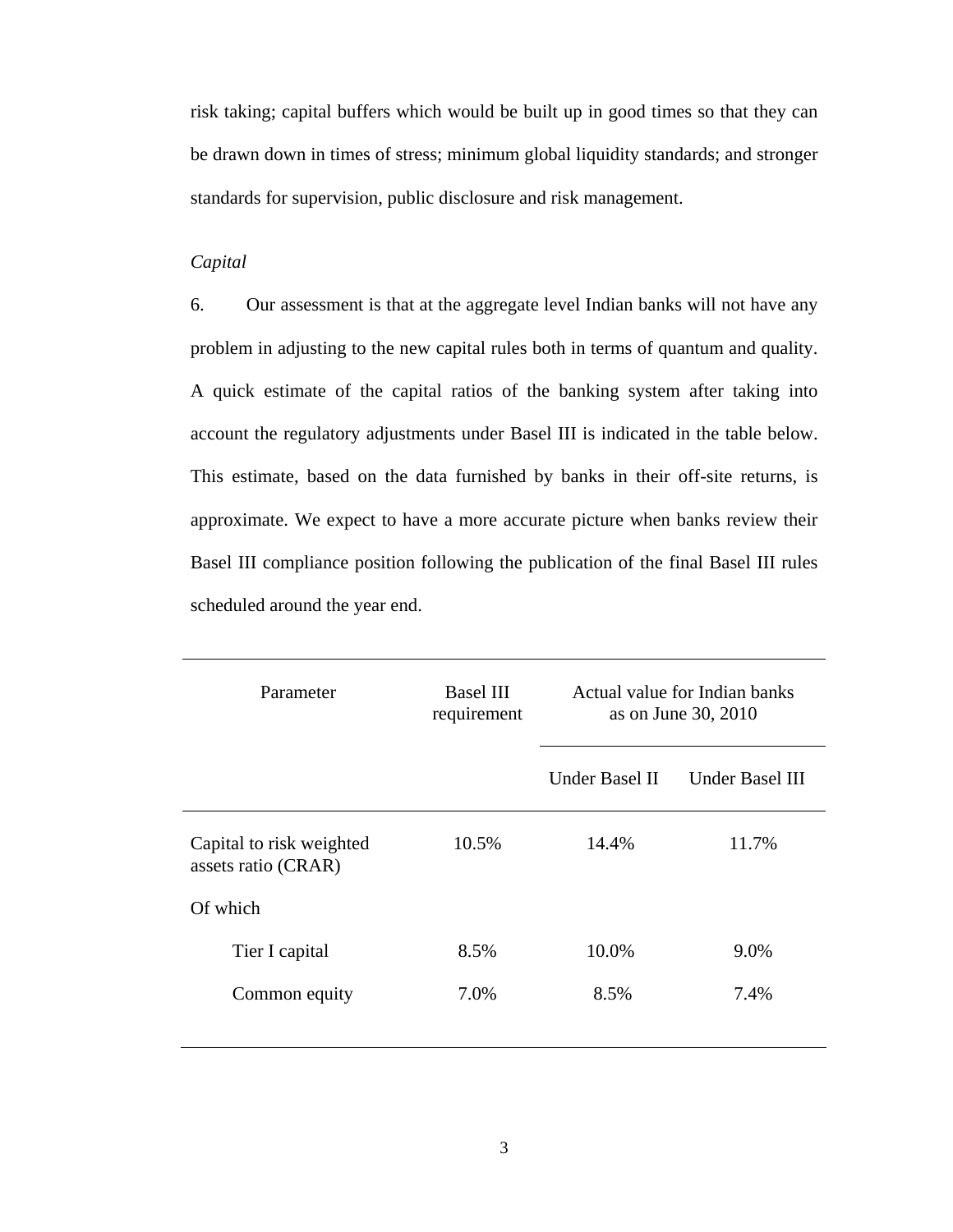risk taking; capital buffers which would be built up in good times so that they can be drawn down in times of stress; minimum global liquidity standards; and stronger standards for supervision, public disclosure and risk management.

*Capital*

6. Our assessment is that at the aggregate level Indian banks will not have any problem in adjusting to the new capital rules both in terms of quantum and quality. A quick estimate of the capital ratios of the banking system after taking into account the regulatory adjustments under Basel III is indicated in the table below. This estimate, based on the data furnished by banks in their off-site returns, is approximate. We expect to have a more accurate picture when banks review their Basel III compliance position following the publication of the final Basel III rules scheduled around the year end.

| Parameter | Basel III requirement | Actual value for Indian banks as on June 30, 2010 | |
|---|---|---|---|
| | | Under Basel II | Under Basel III |
| Capital to risk weighted assets ratio (CRAR) | 10.5% | 14.4% | 11.7% |
| Of which | | | |
| Tier I capital | 8.5% | 10.0% | 9.0% |
| Common equity | 7.0% | 8.5% | 7.4% |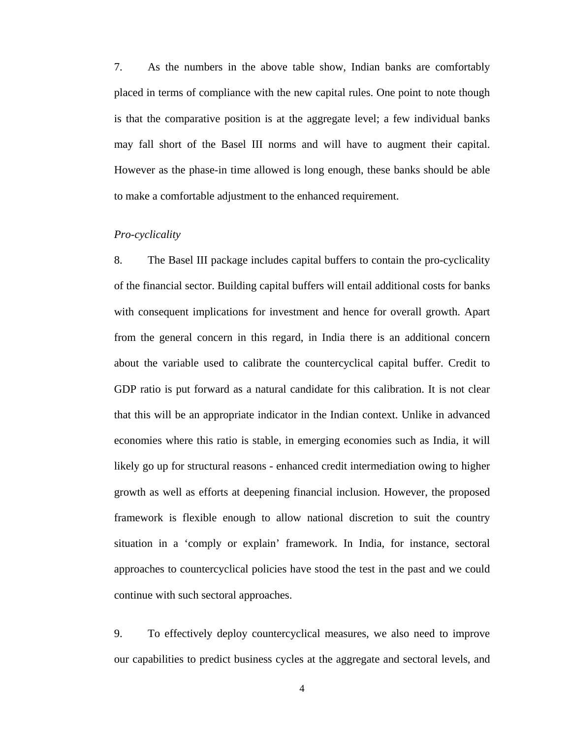7. As the numbers in the above table show, Indian banks are comfortably placed in terms of compliance with the new capital rules. One point to note though is that the comparative position is at the aggregate level; a few individual banks may fall short of the Basel III norms and will have to augment their capital. However as the phase-in time allowed is long enough, these banks should be able to make a comfortable adjustment to the enhanced requirement.

*Pro-cyclicality*

8. The Basel III package includes capital buffers to contain the pro-cyclicality of the financial sector. Building capital buffers will entail additional costs for banks with consequent implications for investment and hence for overall growth. Apart from the general concern in this regard, in India there is an additional concern about the variable used to calibrate the countercyclical capital buffer. Credit to GDP ratio is put forward as a natural candidate for this calibration. It is not clear that this will be an appropriate indicator in the Indian context. Unlike in advanced economies where this ratio is stable, in emerging economies such as India, it will likely go up for structural reasons - enhanced credit intermediation owing to higher growth as well as efforts at deepening financial inclusion. However, the proposed framework is flexible enough to allow national discretion to suit the country situation in a 'comply or explain' framework. In India, for instance, sectoral approaches to countercyclical policies have stood the test in the past and we could continue with such sectoral approaches.

9. To effectively deploy countercyclical measures, we also need to improve our capabilities to predict business cycles at the aggregate and sectoral levels, and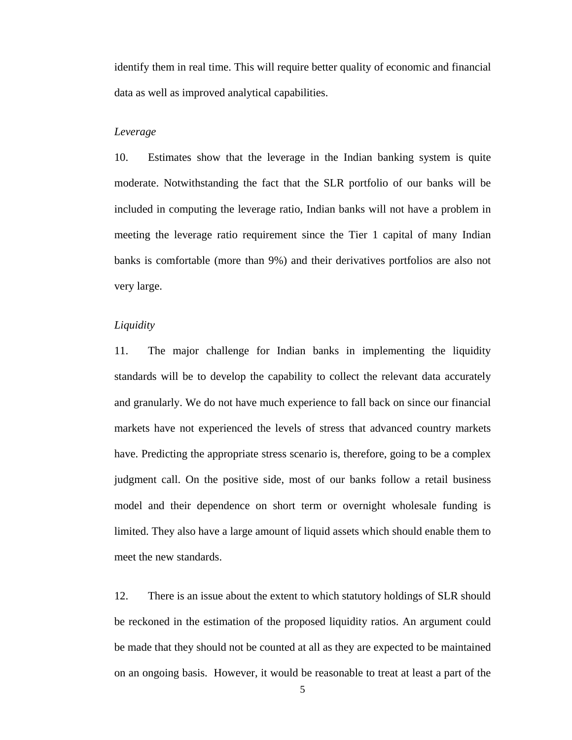identify them in real time. This will require better quality of economic and financial data as well as improved analytical capabilities.

*Leverage*

10. Estimates show that the leverage in the Indian banking system is quite moderate. Notwithstanding the fact that the SLR portfolio of our banks will be included in computing the leverage ratio, Indian banks will not have a problem in meeting the leverage ratio requirement since the Tier 1 capital of many Indian banks is comfortable (more than 9%) and their derivatives portfolios are also not very large.

*Liquidity*

11. The major challenge for Indian banks in implementing the liquidity standards will be to develop the capability to collect the relevant data accurately and granularly. We do not have much experience to fall back on since our financial markets have not experienced the levels of stress that advanced country markets have. Predicting the appropriate stress scenario is, therefore, going to be a complex judgment call. On the positive side, most of our banks follow a retail business model and their dependence on short term or overnight wholesale funding is limited. They also have a large amount of liquid assets which should enable them to meet the new standards.

12. There is an issue about the extent to which statutory holdings of SLR should be reckoned in the estimation of the proposed liquidity ratios. An argument could be made that they should not be counted at all as they are expected to be maintained on an ongoing basis. However, it would be reasonable to treat at least a part of the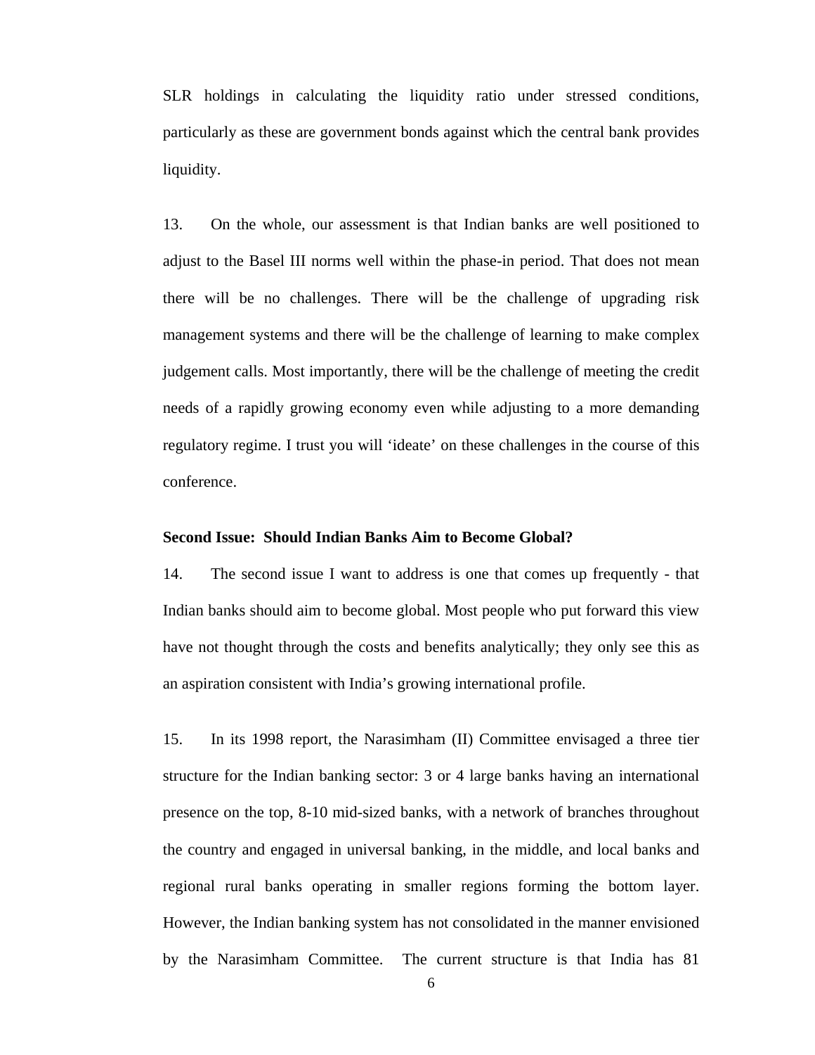SLR holdings in calculating the liquidity ratio under stressed conditions, particularly as these are government bonds against which the central bank provides liquidity.

13. On the whole, our assessment is that Indian banks are well positioned to adjust to the Basel III norms well within the phase-in period. That does not mean there will be no challenges. There will be the challenge of upgrading risk management systems and there will be the challenge of learning to make complex judgement calls. Most importantly, there will be the challenge of meeting the credit needs of a rapidly growing economy even while adjusting to a more demanding regulatory regime. I trust you will 'ideate' on these challenges in the course of this conference.

**Second Issue: Should Indian Banks Aim to Become Global?**

14. The second issue I want to address is one that comes up frequently - that Indian banks should aim to become global. Most people who put forward this view have not thought through the costs and benefits analytically; they only see this as an aspiration consistent with India's growing international profile.

15. In its 1998 report, the Narasimham (II) Committee envisaged a three tier structure for the Indian banking sector: 3 or 4 large banks having an international presence on the top, 8-10 mid-sized banks, with a network of branches throughout the country and engaged in universal banking, in the middle, and local banks and regional rural banks operating in smaller regions forming the bottom layer. However, the Indian banking system has not consolidated in the manner envisioned by the Narasimham Committee. The current structure is that India has 81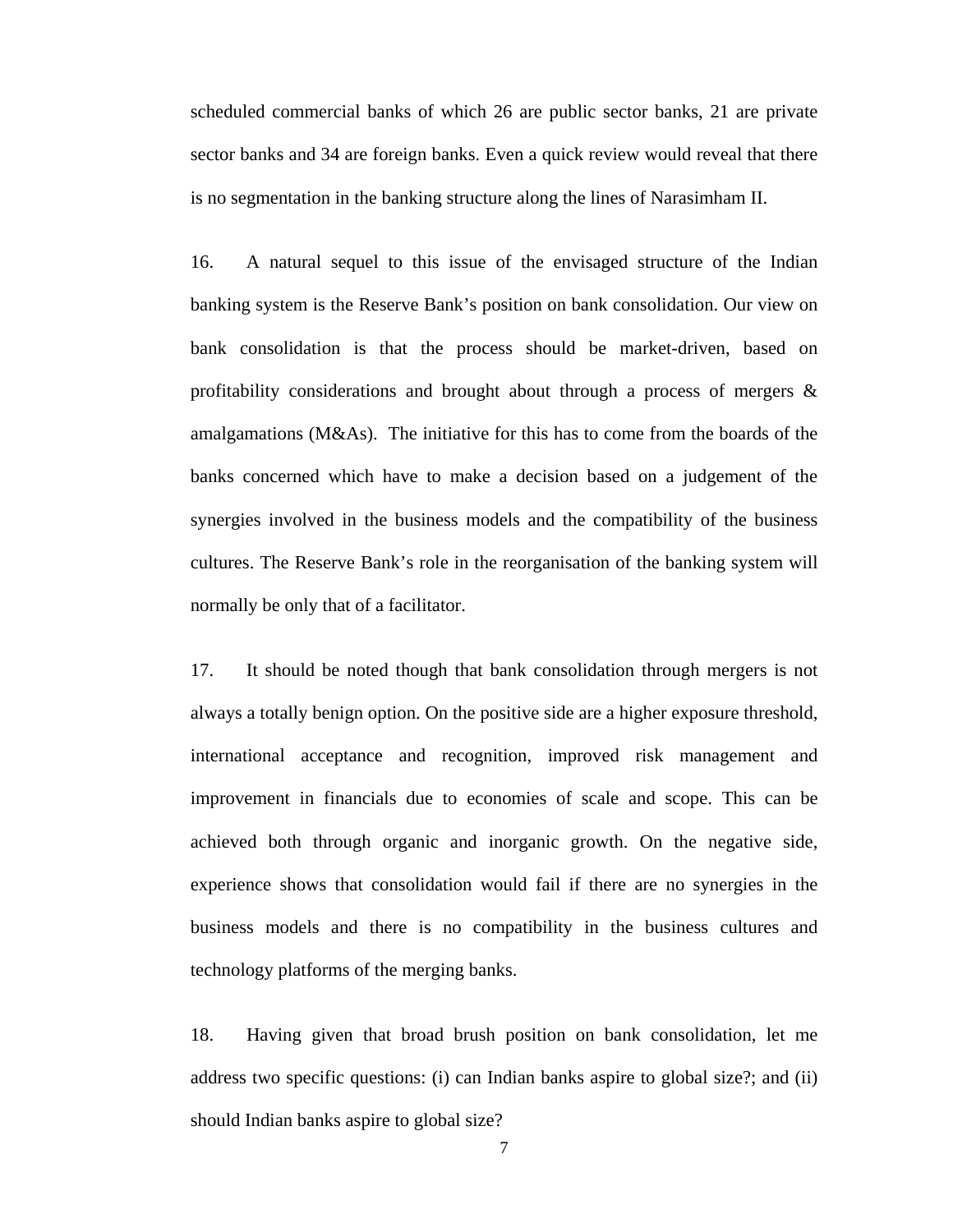scheduled commercial banks of which 26 are public sector banks, 21 are private sector banks and 34 are foreign banks. Even a quick review would reveal that there is no segmentation in the banking structure along the lines of Narasimham II.

16. A natural sequel to this issue of the envisaged structure of the Indian banking system is the Reserve Bank's position on bank consolidation. Our view on bank consolidation is that the process should be market-driven, based on profitability considerations and brought about through a process of mergers & amalgamations (M&As). The initiative for this has to come from the boards of the banks concerned which have to make a decision based on a judgement of the synergies involved in the business models and the compatibility of the business cultures. The Reserve Bank's role in the reorganisation of the banking system will normally be only that of a facilitator.

17. It should be noted though that bank consolidation through mergers is not always a totally benign option. On the positive side are a higher exposure threshold, international acceptance and recognition, improved risk management and improvement in financials due to economies of scale and scope. This can be achieved both through organic and inorganic growth. On the negative side, experience shows that consolidation would fail if there are no synergies in the business models and there is no compatibility in the business cultures and technology platforms of the merging banks.

18. Having given that broad brush position on bank consolidation, let me address two specific questions: (i) can Indian banks aspire to global size?; and (ii) should Indian banks aspire to global size?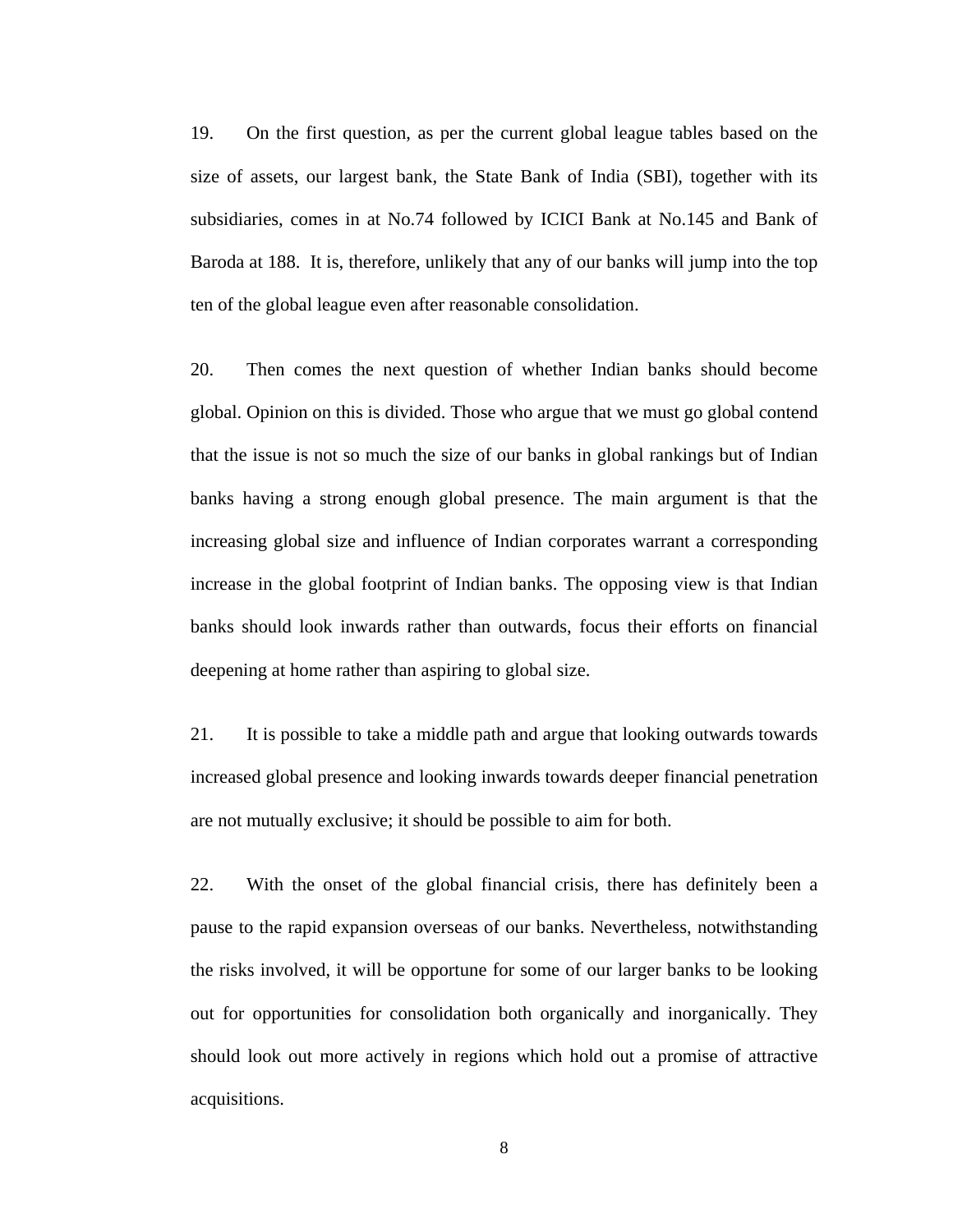19. On the first question, as per the current global league tables based on the size of assets, our largest bank, the State Bank of India (SBI), together with its subsidiaries, comes in at No.74 followed by ICICI Bank at No.145 and Bank of Baroda at 188. It is, therefore, unlikely that any of our banks will jump into the top ten of the global league even after reasonable consolidation.

20. Then comes the next question of whether Indian banks should become global. Opinion on this is divided. Those who argue that we must go global contend that the issue is not so much the size of our banks in global rankings but of Indian banks having a strong enough global presence. The main argument is that the increasing global size and influence of Indian corporates warrant a corresponding increase in the global footprint of Indian banks. The opposing view is that Indian banks should look inwards rather than outwards, focus their efforts on financial deepening at home rather than aspiring to global size.

21. It is possible to take a middle path and argue that looking outwards towards increased global presence and looking inwards towards deeper financial penetration are not mutually exclusive; it should be possible to aim for both.

22. With the onset of the global financial crisis, there has definitely been a pause to the rapid expansion overseas of our banks. Nevertheless, notwithstanding the risks involved, it will be opportune for some of our larger banks to be looking out for opportunities for consolidation both organically and inorganically. They should look out more actively in regions which hold out a promise of attractive acquisitions.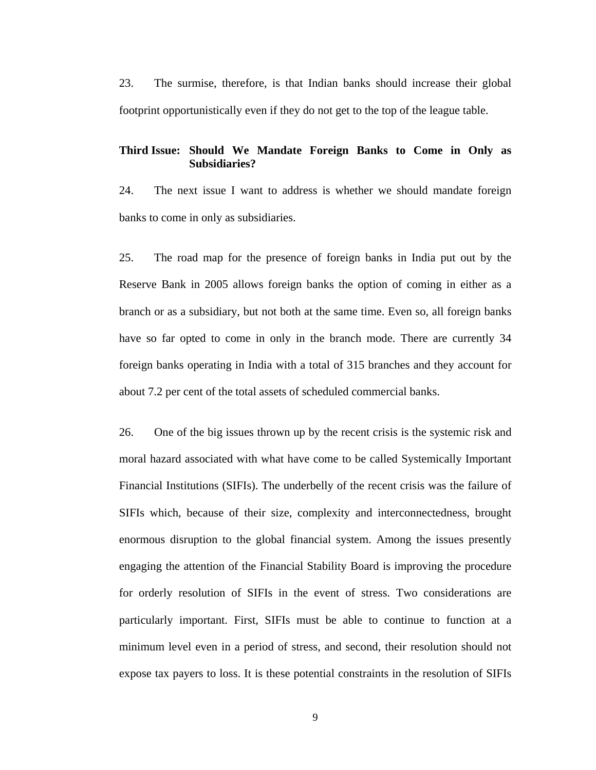23. The surmise, therefore, is that Indian banks should increase their global footprint opportunistically even if they do not get to the top of the league table.

**Third Issue: Should We Mandate Foreign Banks to Come in Only as Subsidiaries?**

24. The next issue I want to address is whether we should mandate foreign banks to come in only as subsidiaries.

25. The road map for the presence of foreign banks in India put out by the Reserve Bank in 2005 allows foreign banks the option of coming in either as a branch or as a subsidiary, but not both at the same time. Even so, all foreign banks have so far opted to come in only in the branch mode. There are currently 34 foreign banks operating in India with a total of 315 branches and they account for about 7.2 per cent of the total assets of scheduled commercial banks.

26. One of the big issues thrown up by the recent crisis is the systemic risk and moral hazard associated with what have come to be called Systemically Important Financial Institutions (SIFIs). The underbelly of the recent crisis was the failure of SIFIs which, because of their size, complexity and interconnectedness, brought enormous disruption to the global financial system. Among the issues presently engaging the attention of the Financial Stability Board is improving the procedure for orderly resolution of SIFIs in the event of stress. Two considerations are particularly important. First, SIFIs must be able to continue to function at a minimum level even in a period of stress, and second, their resolution should not expose tax payers to loss. It is these potential constraints in the resolution of SIFIs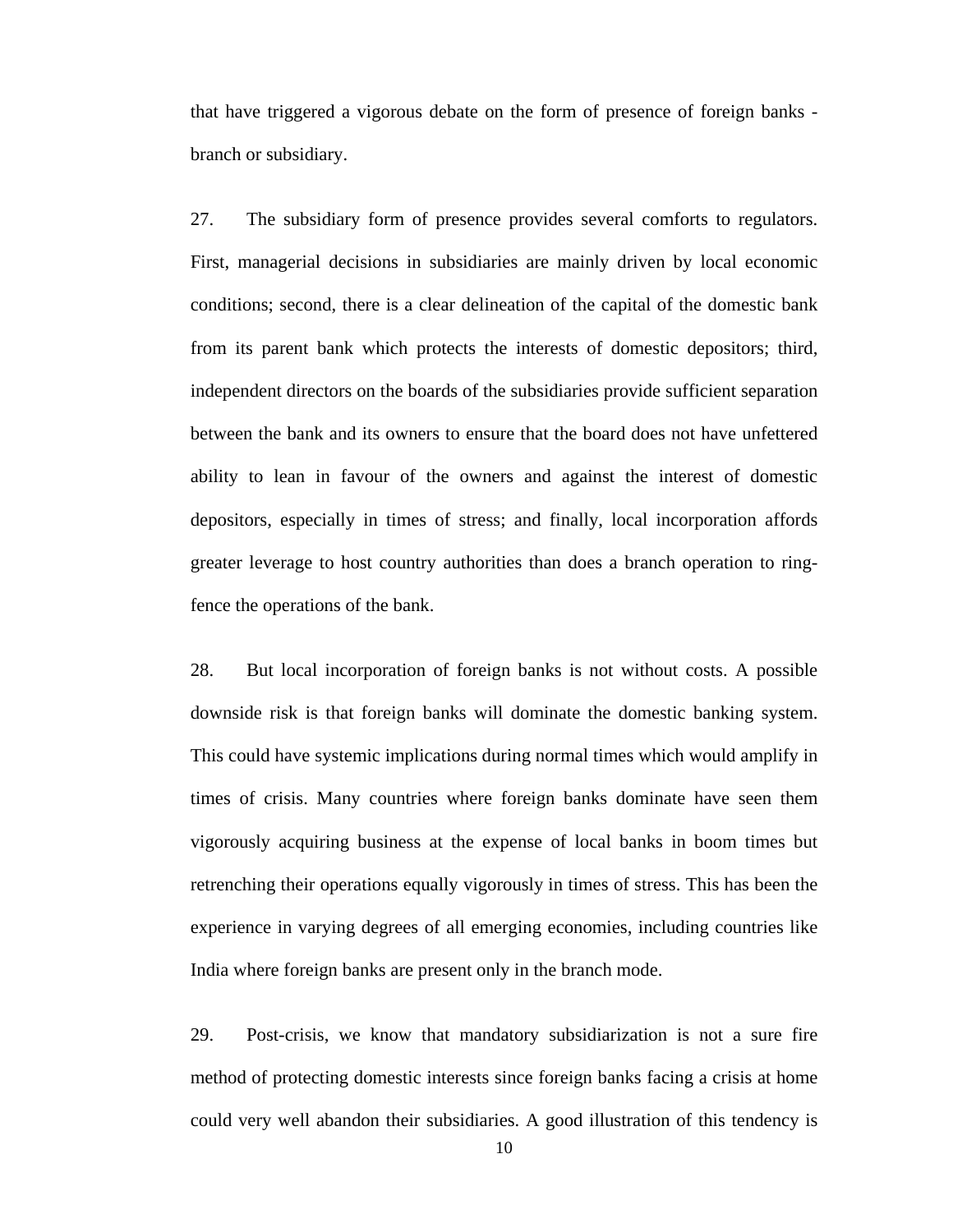that have triggered a vigorous debate on the form of presence of foreign banks - branch or subsidiary.

27. The subsidiary form of presence provides several comforts to regulators. First, managerial decisions in subsidiaries are mainly driven by local economic conditions; second, there is a clear delineation of the capital of the domestic bank from its parent bank which protects the interests of domestic depositors; third, independent directors on the boards of the subsidiaries provide sufficient separation between the bank and its owners to ensure that the board does not have unfettered ability to lean in favour of the owners and against the interest of domestic depositors, especially in times of stress; and finally, local incorporation affords greater leverage to host country authorities than does a branch operation to ring-fence the operations of the bank.

28. But local incorporation of foreign banks is not without costs. A possible downside risk is that foreign banks will dominate the domestic banking system. This could have systemic implications during normal times which would amplify in times of crisis. Many countries where foreign banks dominate have seen them vigorously acquiring business at the expense of local banks in boom times but retrenching their operations equally vigorously in times of stress. This has been the experience in varying degrees of all emerging economies, including countries like India where foreign banks are present only in the branch mode.

29. Post-crisis, we know that mandatory subsidiarization is not a sure fire method of protecting domestic interests since foreign banks facing a crisis at home could very well abandon their subsidiaries. A good illustration of this tendency is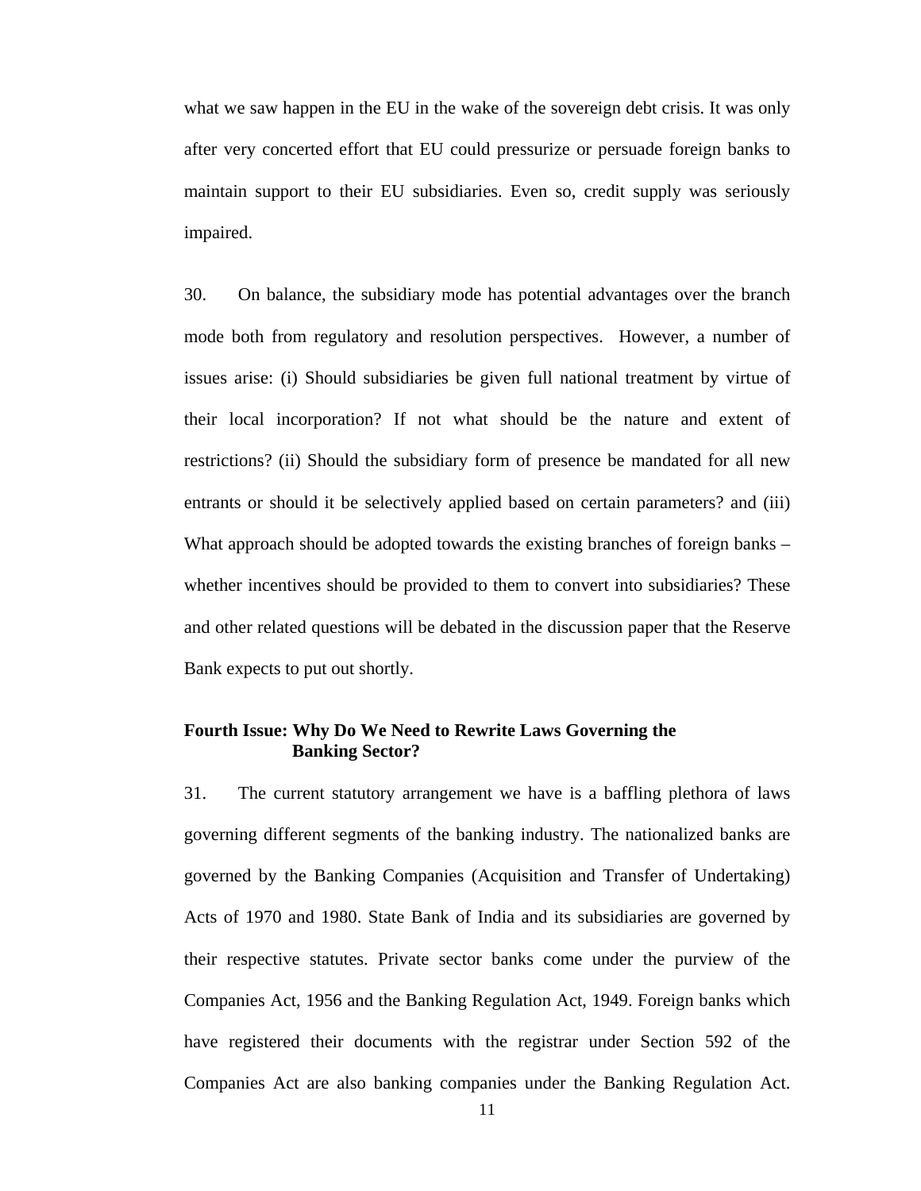what we saw happen in the EU in the wake of the sovereign debt crisis. It was only after very concerted effort that EU could pressurize or persuade foreign banks to maintain support to their EU subsidiaries. Even so, credit supply was seriously impaired.

30. On balance, the subsidiary mode has potential advantages over the branch mode both from regulatory and resolution perspectives. However, a number of issues arise: (i) Should subsidiaries be given full national treatment by virtue of their local incorporation? If not what should be the nature and extent of restrictions? (ii) Should the subsidiary form of presence be mandated for all new entrants or should it be selectively applied based on certain parameters? and (iii) What approach should be adopted towards the existing branches of foreign banks – whether incentives should be provided to them to convert into subsidiaries? These and other related questions will be debated in the discussion paper that the Reserve Bank expects to put out shortly.

**Fourth Issue: Why Do We Need to Rewrite Laws Governing the Banking Sector?**

31. The current statutory arrangement we have is a baffling plethora of laws governing different segments of the banking industry. The nationalized banks are governed by the Banking Companies (Acquisition and Transfer of Undertaking) Acts of 1970 and 1980. State Bank of India and its subsidiaries are governed by their respective statutes. Private sector banks come under the purview of the Companies Act, 1956 and the Banking Regulation Act, 1949. Foreign banks which have registered their documents with the registrar under Section 592 of the Companies Act are also banking companies under the Banking Regulation Act.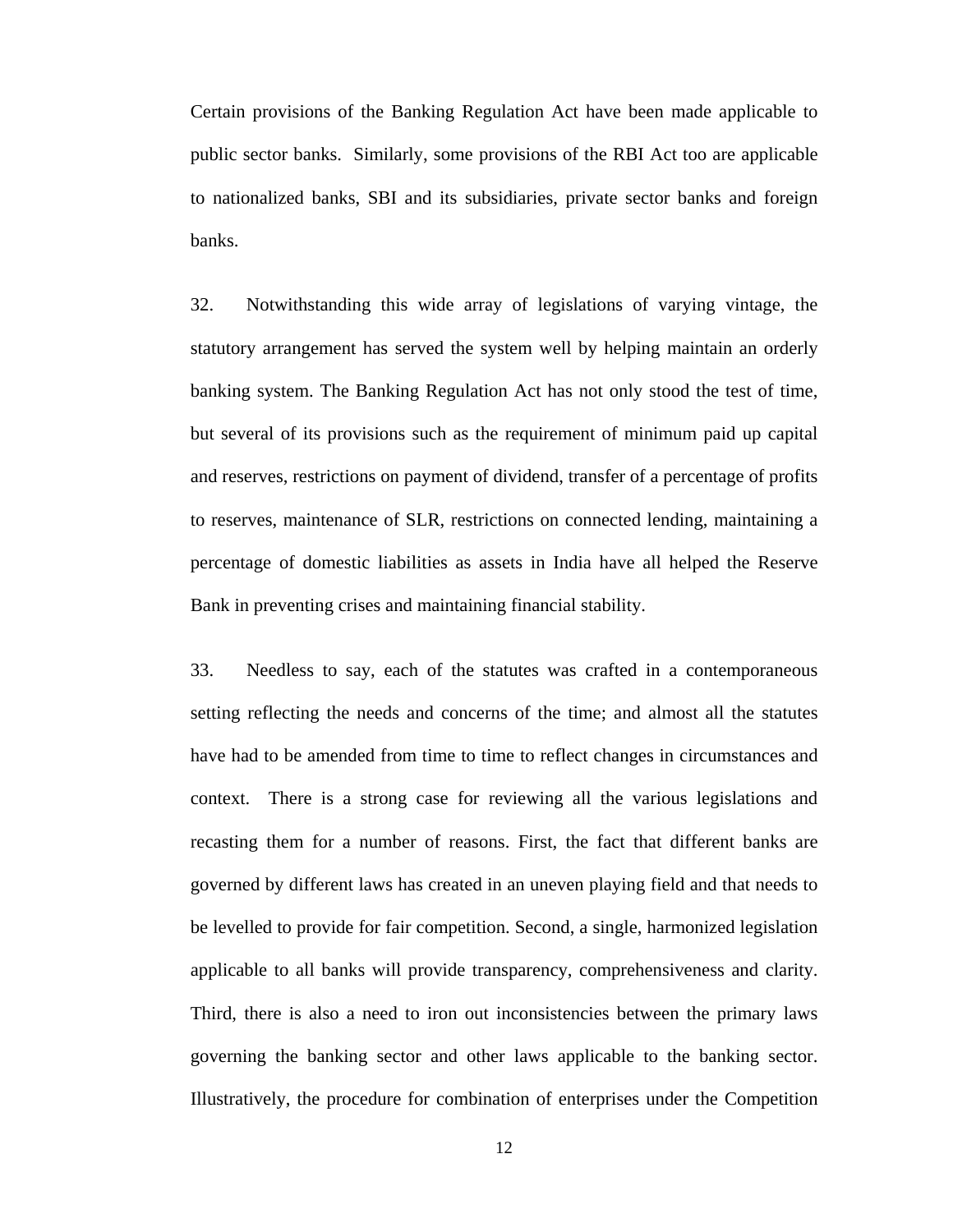Certain provisions of the Banking Regulation Act have been made applicable to public sector banks. Similarly, some provisions of the RBI Act too are applicable to nationalized banks, SBI and its subsidiaries, private sector banks and foreign banks.

32. Notwithstanding this wide array of legislations of varying vintage, the statutory arrangement has served the system well by helping maintain an orderly banking system. The Banking Regulation Act has not only stood the test of time, but several of its provisions such as the requirement of minimum paid up capital and reserves, restrictions on payment of dividend, transfer of a percentage of profits to reserves, maintenance of SLR, restrictions on connected lending, maintaining a percentage of domestic liabilities as assets in India have all helped the Reserve Bank in preventing crises and maintaining financial stability.

33. Needless to say, each of the statutes was crafted in a contemporaneous setting reflecting the needs and concerns of the time; and almost all the statutes have had to be amended from time to time to reflect changes in circumstances and context. There is a strong case for reviewing all the various legislations and recasting them for a number of reasons. First, the fact that different banks are governed by different laws has created in an uneven playing field and that needs to be levelled to provide for fair competition. Second, a single, harmonized legislation applicable to all banks will provide transparency, comprehensiveness and clarity. Third, there is also a need to iron out inconsistencies between the primary laws governing the banking sector and other laws applicable to the banking sector. Illustratively, the procedure for combination of enterprises under the Competition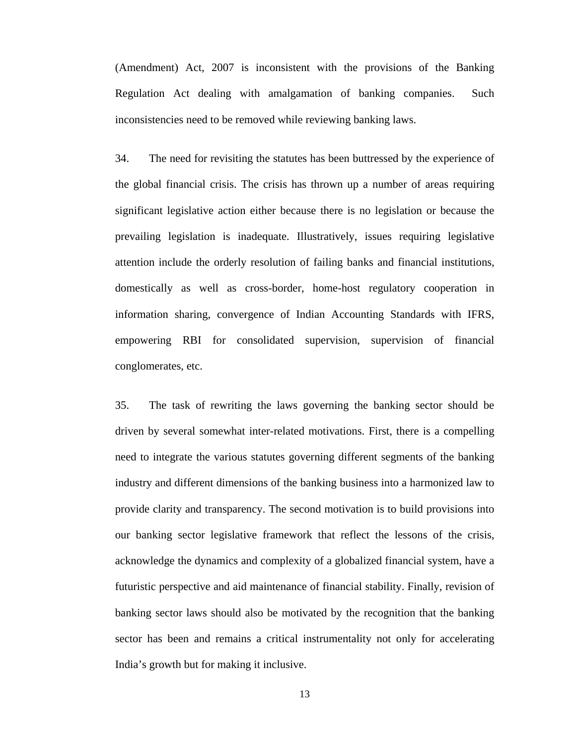(Amendment) Act, 2007 is inconsistent with the provisions of the Banking Regulation Act dealing with amalgamation of banking companies. Such inconsistencies need to be removed while reviewing banking laws.

34. The need for revisiting the statutes has been buttressed by the experience of the global financial crisis. The crisis has thrown up a number of areas requiring significant legislative action either because there is no legislation or because the prevailing legislation is inadequate. Illustratively, issues requiring legislative attention include the orderly resolution of failing banks and financial institutions, domestically as well as cross-border, home-host regulatory cooperation in information sharing, convergence of Indian Accounting Standards with IFRS, empowering RBI for consolidated supervision, supervision of financial conglomerates, etc.

35. The task of rewriting the laws governing the banking sector should be driven by several somewhat inter-related motivations. First, there is a compelling need to integrate the various statutes governing different segments of the banking industry and different dimensions of the banking business into a harmonized law to provide clarity and transparency. The second motivation is to build provisions into our banking sector legislative framework that reflect the lessons of the crisis, acknowledge the dynamics and complexity of a globalized financial system, have a futuristic perspective and aid maintenance of financial stability. Finally, revision of banking sector laws should also be motivated by the recognition that the banking sector has been and remains a critical instrumentality not only for accelerating India's growth but for making it inclusive.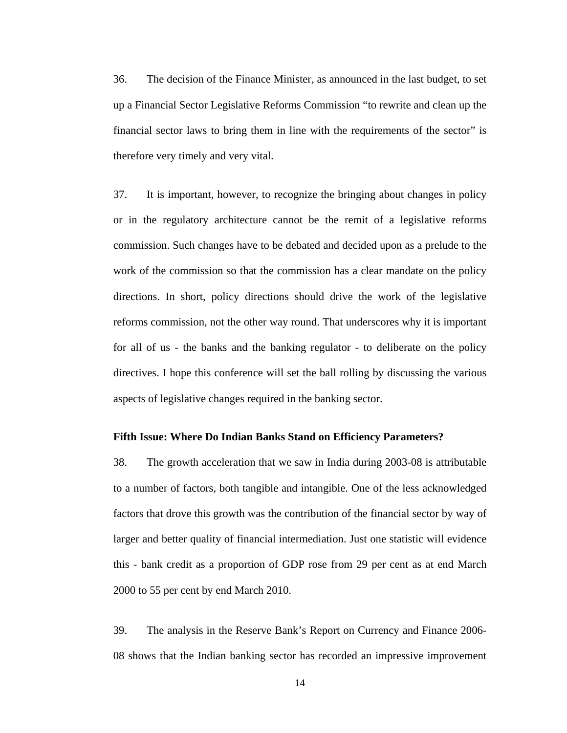36. The decision of the Finance Minister, as announced in the last budget, to set up a Financial Sector Legislative Reforms Commission "to rewrite and clean up the financial sector laws to bring them in line with the requirements of the sector" is therefore very timely and very vital.

37. It is important, however, to recognize the bringing about changes in policy or in the regulatory architecture cannot be the remit of a legislative reforms commission. Such changes have to be debated and decided upon as a prelude to the work of the commission so that the commission has a clear mandate on the policy directions. In short, policy directions should drive the work of the legislative reforms commission, not the other way round. That underscores why it is important for all of us - the banks and the banking regulator - to deliberate on the policy directives. I hope this conference will set the ball rolling by discussing the various aspects of legislative changes required in the banking sector.

**Fifth Issue: Where Do Indian Banks Stand on Efficiency Parameters?**

38. The growth acceleration that we saw in India during 2003-08 is attributable to a number of factors, both tangible and intangible. One of the less acknowledged factors that drove this growth was the contribution of the financial sector by way of larger and better quality of financial intermediation. Just one statistic will evidence this - bank credit as a proportion of GDP rose from 29 per cent as at end March 2000 to 55 per cent by end March 2010.

39. The analysis in the Reserve Bank's Report on Currency and Finance 2006-08 shows that the Indian banking sector has recorded an impressive improvement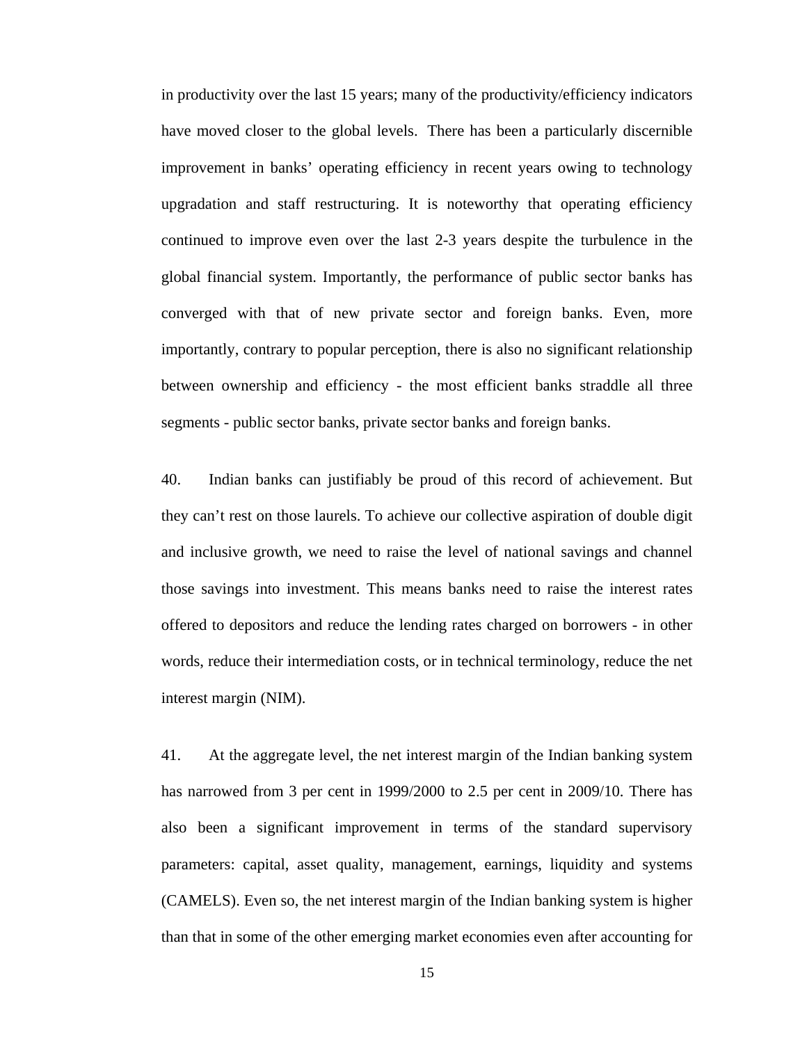in productivity over the last 15 years; many of the productivity/efficiency indicators have moved closer to the global levels. There has been a particularly discernible improvement in banks' operating efficiency in recent years owing to technology upgradation and staff restructuring. It is noteworthy that operating efficiency continued to improve even over the last 2-3 years despite the turbulence in the global financial system. Importantly, the performance of public sector banks has converged with that of new private sector and foreign banks. Even, more importantly, contrary to popular perception, there is also no significant relationship between ownership and efficiency - the most efficient banks straddle all three segments - public sector banks, private sector banks and foreign banks.

40. Indian banks can justifiably be proud of this record of achievement. But they can't rest on those laurels. To achieve our collective aspiration of double digit and inclusive growth, we need to raise the level of national savings and channel those savings into investment. This means banks need to raise the interest rates offered to depositors and reduce the lending rates charged on borrowers - in other words, reduce their intermediation costs, or in technical terminology, reduce the net interest margin (NIM).

41. At the aggregate level, the net interest margin of the Indian banking system has narrowed from 3 per cent in 1999/2000 to 2.5 per cent in 2009/10. There has also been a significant improvement in terms of the standard supervisory parameters: capital, asset quality, management, earnings, liquidity and systems (CAMELS). Even so, the net interest margin of the Indian banking system is higher than that in some of the other emerging market economies even after accounting for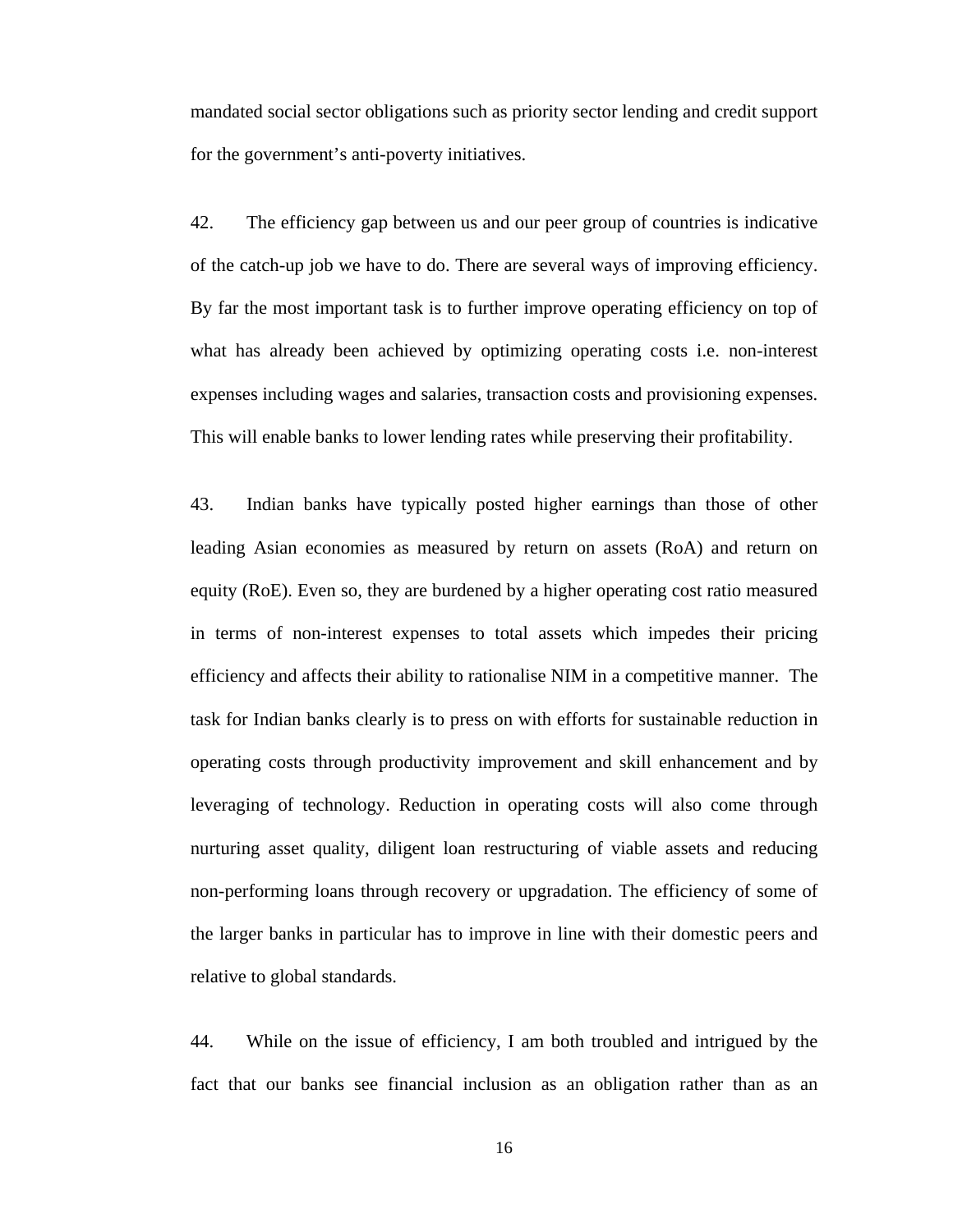mandated social sector obligations such as priority sector lending and credit support for the government's anti-poverty initiatives.

42. The efficiency gap between us and our peer group of countries is indicative of the catch-up job we have to do. There are several ways of improving efficiency. By far the most important task is to further improve operating efficiency on top of what has already been achieved by optimizing operating costs i.e. non-interest expenses including wages and salaries, transaction costs and provisioning expenses. This will enable banks to lower lending rates while preserving their profitability.

43. Indian banks have typically posted higher earnings than those of other leading Asian economies as measured by return on assets (RoA) and return on equity (RoE). Even so, they are burdened by a higher operating cost ratio measured in terms of non-interest expenses to total assets which impedes their pricing efficiency and affects their ability to rationalise NIM in a competitive manner. The task for Indian banks clearly is to press on with efforts for sustainable reduction in operating costs through productivity improvement and skill enhancement and by leveraging of technology. Reduction in operating costs will also come through nurturing asset quality, diligent loan restructuring of viable assets and reducing non-performing loans through recovery or upgradation. The efficiency of some of the larger banks in particular has to improve in line with their domestic peers and relative to global standards.

44. While on the issue of efficiency, I am both troubled and intrigued by the fact that our banks see financial inclusion as an obligation rather than as an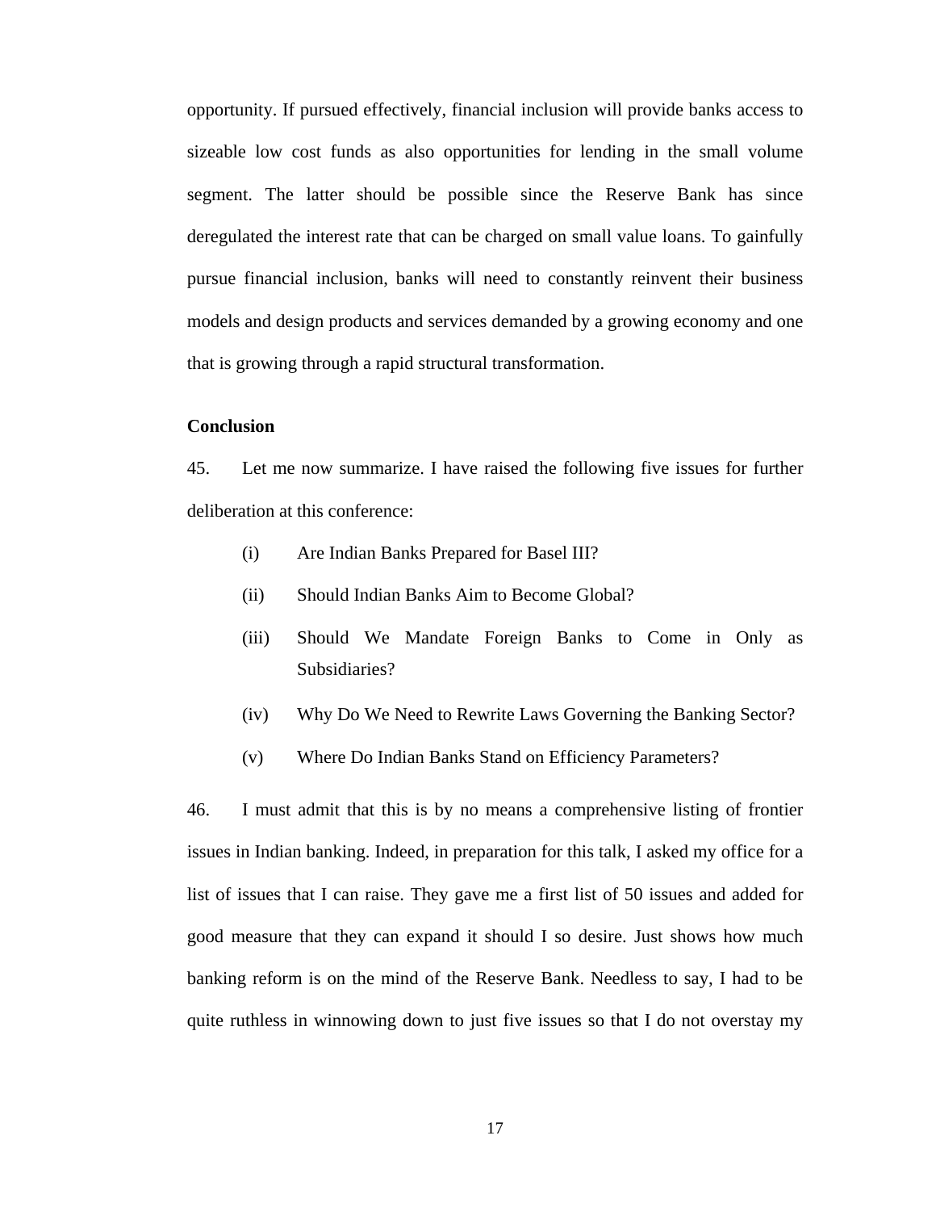opportunity. If pursued effectively, financial inclusion will provide banks access to sizeable low cost funds as also opportunities for lending in the small volume segment. The latter should be possible since the Reserve Bank has since deregulated the interest rate that can be charged on small value loans. To gainfully pursue financial inclusion, banks will need to constantly reinvent their business models and design products and services demanded by a growing economy and one that is growing through a rapid structural transformation.

**Conclusion**

45. Let me now summarize. I have raised the following five issues for further deliberation at this conference:

(i) Are Indian Banks Prepared for Basel III?

(ii) Should Indian Banks Aim to Become Global?

(iii) Should We Mandate Foreign Banks to Come in Only as Subsidiaries?

(iv) Why Do We Need to Rewrite Laws Governing the Banking Sector?

(v) Where Do Indian Banks Stand on Efficiency Parameters?

46. I must admit that this is by no means a comprehensive listing of frontier issues in Indian banking. Indeed, in preparation for this talk, I asked my office for a list of issues that I can raise. They gave me a first list of 50 issues and added for good measure that they can expand it should I so desire. Just shows how much banking reform is on the mind of the Reserve Bank. Needless to say, I had to be quite ruthless in winnowing down to just five issues so that I do not overstay my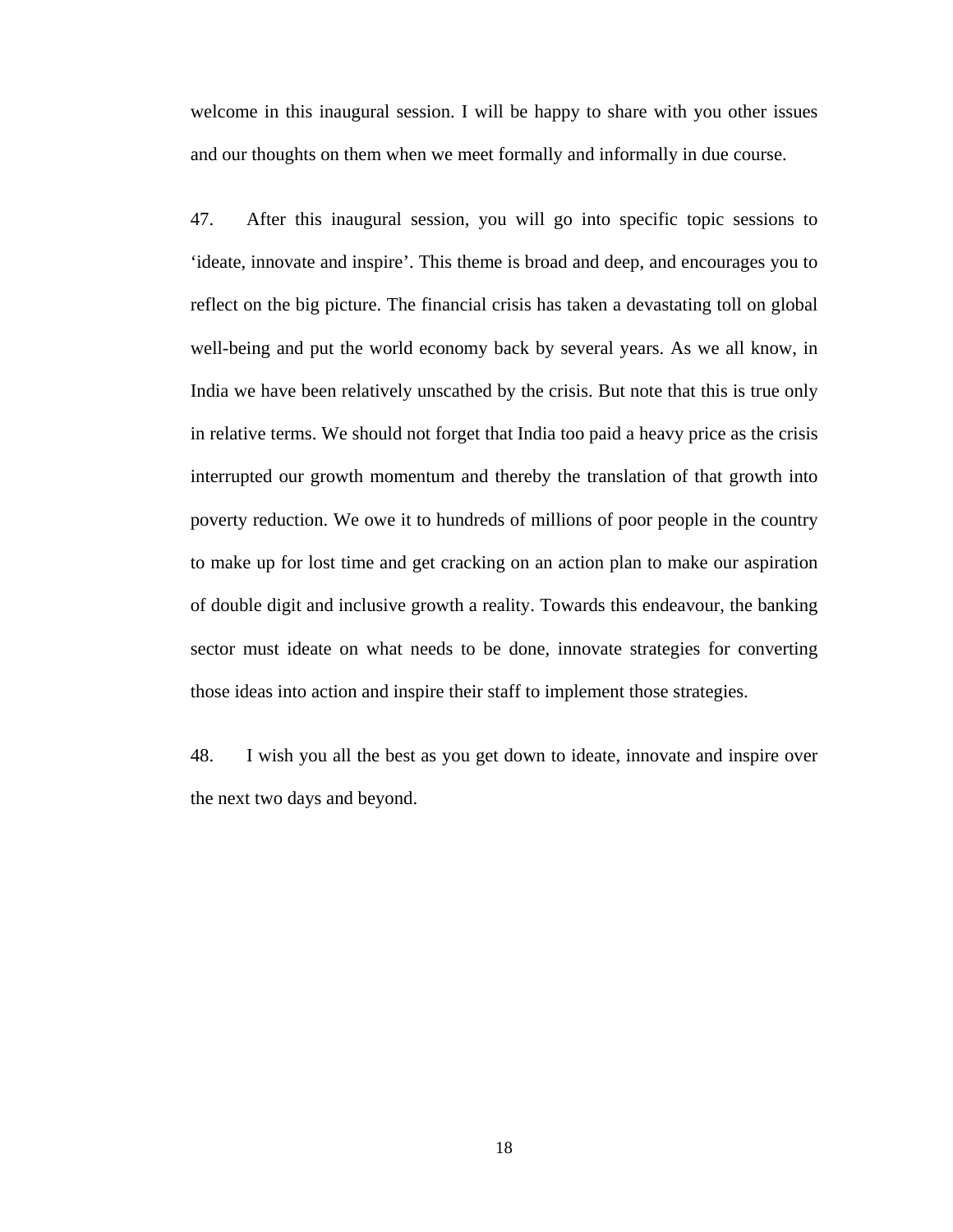welcome in this inaugural session. I will be happy to share with you other issues and our thoughts on them when we meet formally and informally in due course.

47. After this inaugural session, you will go into specific topic sessions to 'ideate, innovate and inspire'. This theme is broad and deep, and encourages you to reflect on the big picture. The financial crisis has taken a devastating toll on global well-being and put the world economy back by several years. As we all know, in India we have been relatively unscathed by the crisis. But note that this is true only in relative terms. We should not forget that India too paid a heavy price as the crisis interrupted our growth momentum and thereby the translation of that growth into poverty reduction. We owe it to hundreds of millions of poor people in the country to make up for lost time and get cracking on an action plan to make our aspiration of double digit and inclusive growth a reality. Towards this endeavour, the banking sector must ideate on what needs to be done, innovate strategies for converting those ideas into action and inspire their staff to implement those strategies.

48. I wish you all the best as you get down to ideate, innovate and inspire over the next two days and beyond.